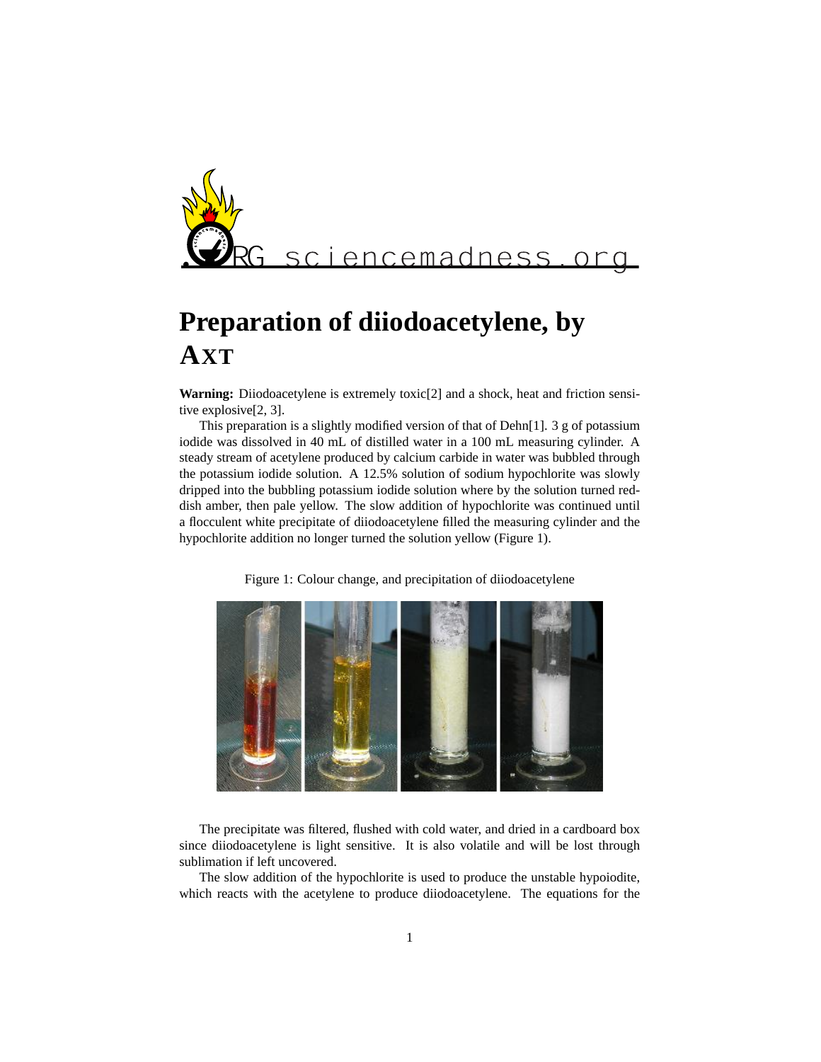# Preparation of diiodoacetylene, by AXT

**Warning:** Diiodoacetylene is extremely toxic[2] and a shock, heat and friction sensitive explosive[2, 3].

This preparation is a slightly modified version of that of Dehn[1]. 3 g of potassium iodide was dissolved in 40 mL of distilled water in a 100 mL measuring cylinder. A steady stream of acetylene produced by calcium carbide in water was bubbled through the potassium iodide solution. A 12.5% solution of sodium hypochlorite was slowly dripped into the bubbling potassium iodide solution where by the solution turned reddish amber, then pale yellow. The slow addition of hypochlorite was continued until a flocculent white precipitate of diiodoacetylene filled the measuring cylinder and the hypochlorite addition no longer turned the solution yellow (Figure 1).

Figure 1: Colour change, and precipitation of diiodoacetylene

The precipitate was filtered, flushed with cold water, and dried in a cardboard box since diiodoacetylene is light sensitive. It is also volatile and will be lost through sublimation if left uncovered.

The slow addition of the hypochlorite is used to produce the unstable hypoiodite, which reacts with the acetylene to produce diiodoacetylene. The equations for the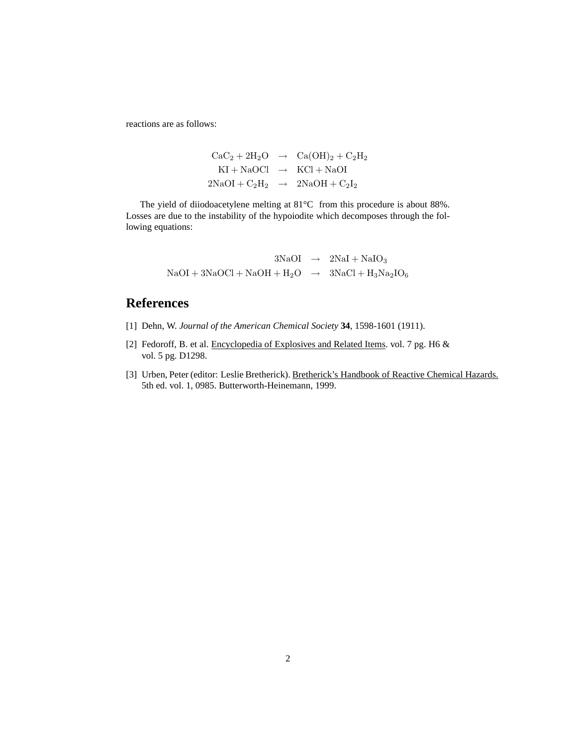reactions are as follows:

$$
\begin{aligned}
CaC_2 + 2H_2O &\rightarrow Ca(OH)_2 + C_2H_2 \\
KI + NaOCl &\rightarrow KCl + NaOI \\
2NaOI + C_2H_2 &\rightarrow 2NaOH + C_2I_2
\end{aligned}
$$

The yield of diiodoacetylene melting at 81°C from this procedure is about 88%. Losses are due to the instability of the hypoiodite which decomposes through the following equations:

$$
\begin{aligned}
3NaOI &\rightarrow 2NaI + NaIO_3 \\
NaOI + 3NaOCl + NaOH + H_2O &\rightarrow 3NaCl + H_3Na_2IO_6
\end{aligned}
$$

## References

[1] Dehn, W. *Journal of the American Chemical Society* **34**, 1598-1601 (1911).

[2] Fedoroff, B. et al. Encyclopedia of Explosives and Related Items. vol. 7 pg. H6 & vol. 5 pg. D1298.

[3] Urben, Peter (editor: Leslie Bretherick). Bretherick's Handbook of Reactive Chemical Hazards. 5th ed. vol. 1, 0985. Butterworth-Heinemann, 1999.